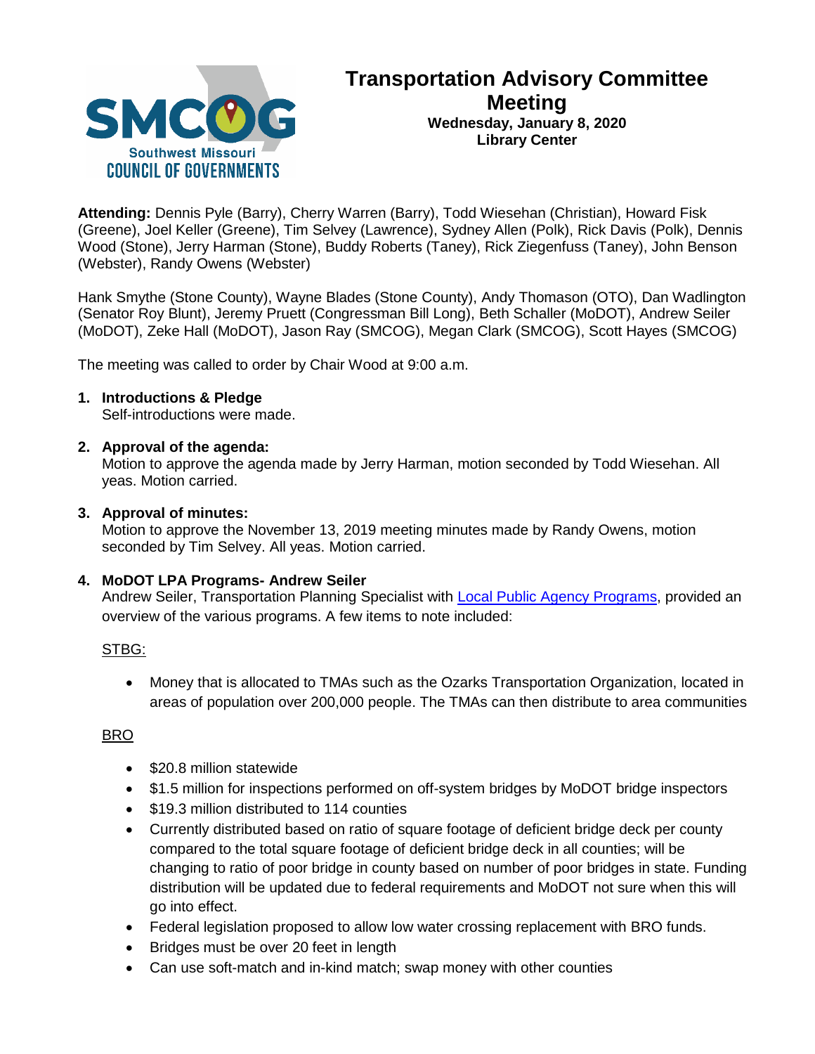# Transportation Advisory Committee Meeting

**Wednesday, January 8, 2020**
**Library Center**

**Attending:** Dennis Pyle (Barry), Cherry Warren (Barry), Todd Wiesehan (Christian), Howard Fisk (Greene), Joel Keller (Greene), Tim Selvey (Lawrence), Sydney Allen (Polk), Rick Davis (Polk), Dennis Wood (Stone), Jerry Harman (Stone), Buddy Roberts (Taney), Rick Ziegenfuss (Taney), John Benson (Webster), Randy Owens (Webster)

Hank Smythe (Stone County), Wayne Blades (Stone County), Andy Thomason (OTO), Dan Wadlington (Senator Roy Blunt), Jeremy Pruett (Congressman Bill Long), Beth Schaller (MoDOT), Andrew Seiler (MoDOT), Zeke Hall (MoDOT), Jason Ray (SMCOG), Megan Clark (SMCOG), Scott Hayes (SMCOG)

The meeting was called to order by Chair Wood at 9:00 a.m.

1. **Introductions & Pledge**
   Self-introductions were made.

2. **Approval of the agenda:**
   Motion to approve the agenda made by Jerry Harman, motion seconded by Todd Wiesehan. All yeas. Motion carried.

3. **Approval of minutes:**
   Motion to approve the November 13, 2019 meeting minutes made by Randy Owens, motion seconded by Tim Selvey. All yeas. Motion carried.

4. **MoDOT LPA Programs- Andrew Seiler**
   Andrew Seiler, Transportation Planning Specialist with Local Public Agency Programs, provided an overview of the various programs. A few items to note included:

   STBG:

   - Money that is allocated to TMAs such as the Ozarks Transportation Organization, located in areas of population over 200,000 people. The TMAs can then distribute to area communities

   BRO

   - $20.8 million statewide
   - $1.5 million for inspections performed on off-system bridges by MoDOT bridge inspectors
   - $19.3 million distributed to 114 counties
   - Currently distributed based on ratio of square footage of deficient bridge deck per county compared to the total square footage of deficient bridge deck in all counties; will be changing to ratio of poor bridge in county based on number of poor bridges in state. Funding distribution will be updated due to federal requirements and MoDOT not sure when this will go into effect.
   - Federal legislation proposed to allow low water crossing replacement with BRO funds.
   - Bridges must be over 20 feet in length
   - Can use soft-match and in-kind match; swap money with other counties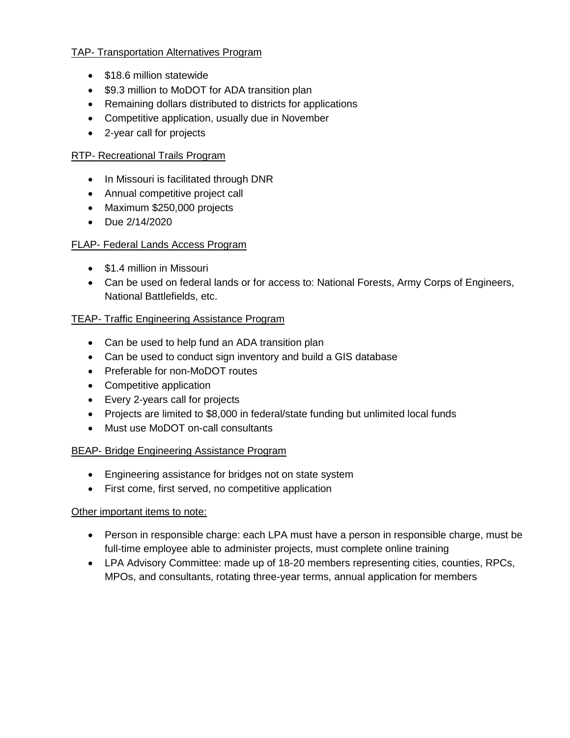TAP- Transportation Alternatives Program

- $18.6 million statewide
- $9.3 million to MoDOT for ADA transition plan
- Remaining dollars distributed to districts for applications
- Competitive application, usually due in November
- 2-year call for projects

RTP- Recreational Trails Program

- In Missouri is facilitated through DNR
- Annual competitive project call
- Maximum $250,000 projects
- Due 2/14/2020

FLAP- Federal Lands Access Program

- $1.4 million in Missouri
- Can be used on federal lands or for access to: National Forests, Army Corps of Engineers, National Battlefields, etc.

TEAP- Traffic Engineering Assistance Program

- Can be used to help fund an ADA transition plan
- Can be used to conduct sign inventory and build a GIS database
- Preferable for non-MoDOT routes
- Competitive application
- Every 2-years call for projects
- Projects are limited to $8,000 in federal/state funding but unlimited local funds
- Must use MoDOT on-call consultants

BEAP- Bridge Engineering Assistance Program

- Engineering assistance for bridges not on state system
- First come, first served, no competitive application

Other important items to note:

- Person in responsible charge: each LPA must have a person in responsible charge, must be full-time employee able to administer projects, must complete online training
- LPA Advisory Committee: made up of 18-20 members representing cities, counties, RPCs, MPOs, and consultants, rotating three-year terms, annual application for members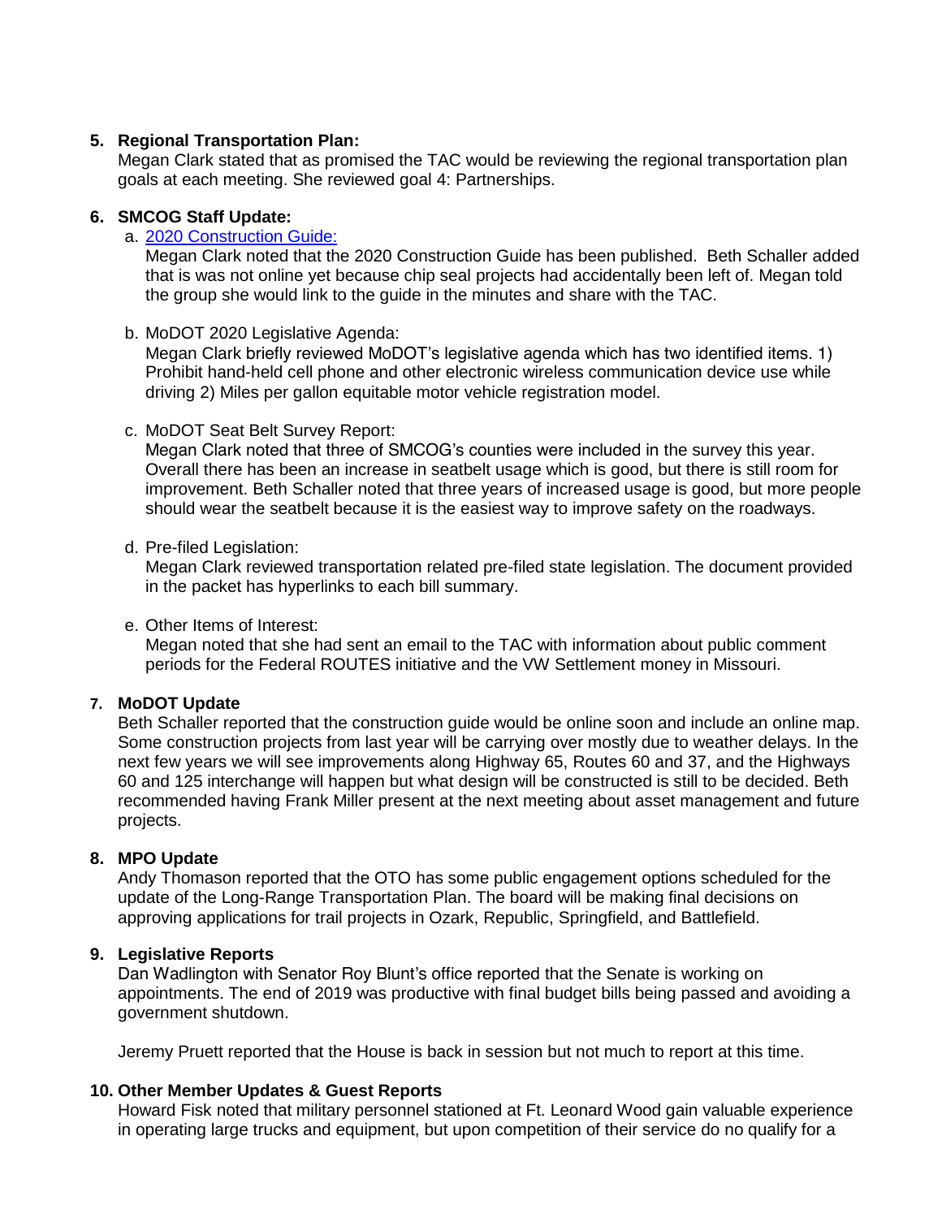5. **Regional Transportation Plan:**
   Megan Clark stated that as promised the TAC would be reviewing the regional transportation plan goals at each meeting. She reviewed goal 4: Partnerships.

6. **SMCOG Staff Update:**
   a. [2020 Construction Guide:]
      Megan Clark noted that the 2020 Construction Guide has been published. Beth Schaller added that is was not online yet because chip seal projects had accidentally been left of. Megan told the group she would link to the guide in the minutes and share with the TAC.

   b. MoDOT 2020 Legislative Agenda:
      Megan Clark briefly reviewed MoDOT's legislative agenda which has two identified items. 1) Prohibit hand-held cell phone and other electronic wireless communication device use while driving 2) Miles per gallon equitable motor vehicle registration model.

   c. MoDOT Seat Belt Survey Report:
      Megan Clark noted that three of SMCOG's counties were included in the survey this year. Overall there has been an increase in seatbelt usage which is good, but there is still room for improvement. Beth Schaller noted that three years of increased usage is good, but more people should wear the seatbelt because it is the easiest way to improve safety on the roadways.

   d. Pre-filed Legislation:
      Megan Clark reviewed transportation related pre-filed state legislation. The document provided in the packet has hyperlinks to each bill summary.

   e. Other Items of Interest:
      Megan noted that she had sent an email to the TAC with information about public comment periods for the Federal ROUTES initiative and the VW Settlement money in Missouri.

7. **MoDOT Update**
   Beth Schaller reported that the construction guide would be online soon and include an online map. Some construction projects from last year will be carrying over mostly due to weather delays. In the next few years we will see improvements along Highway 65, Routes 60 and 37, and the Highways 60 and 125 interchange will happen but what design will be constructed is still to be decided. Beth recommended having Frank Miller present at the next meeting about asset management and future projects.

8. **MPO Update**
   Andy Thomason reported that the OTO has some public engagement options scheduled for the update of the Long-Range Transportation Plan. The board will be making final decisions on approving applications for trail projects in Ozark, Republic, Springfield, and Battlefield.

9. **Legislative Reports**
   Dan Wadlington with Senator Roy Blunt's office reported that the Senate is working on appointments. The end of 2019 was productive with final budget bills being passed and avoiding a government shutdown.

   Jeremy Pruett reported that the House is back in session but not much to report at this time.

10. **Other Member Updates & Guest Reports**
    Howard Fisk noted that military personnel stationed at Ft. Leonard Wood gain valuable experience in operating large trucks and equipment, but upon competition of their service do no qualify for a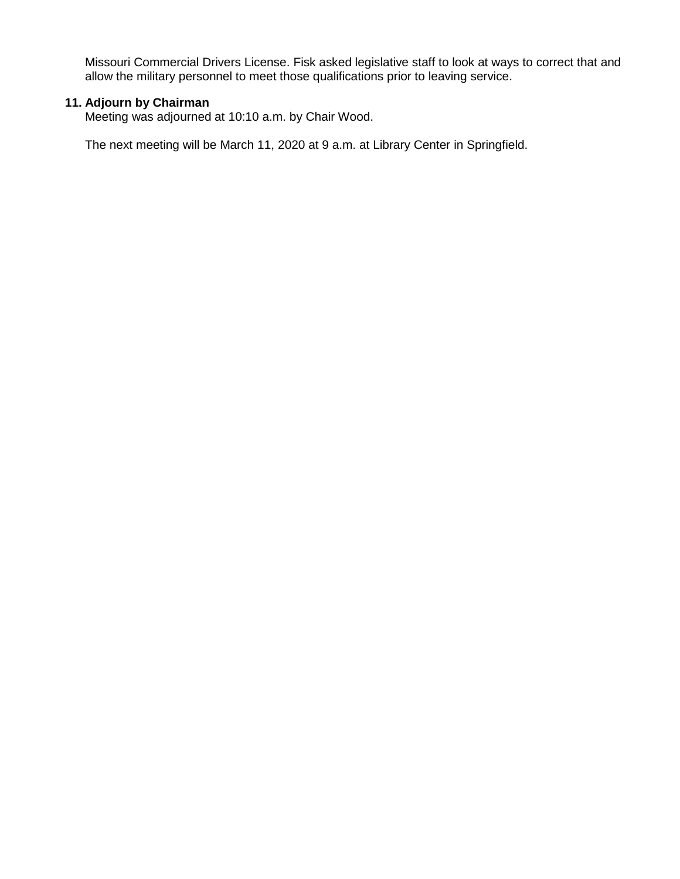Missouri Commercial Drivers License. Fisk asked legislative staff to look at ways to correct that and allow the military personnel to meet those qualifications prior to leaving service.

**11. Adjourn by Chairman**

Meeting was adjourned at 10:10 a.m. by Chair Wood.

The next meeting will be March 11, 2020 at 9 a.m. at Library Center in Springfield.